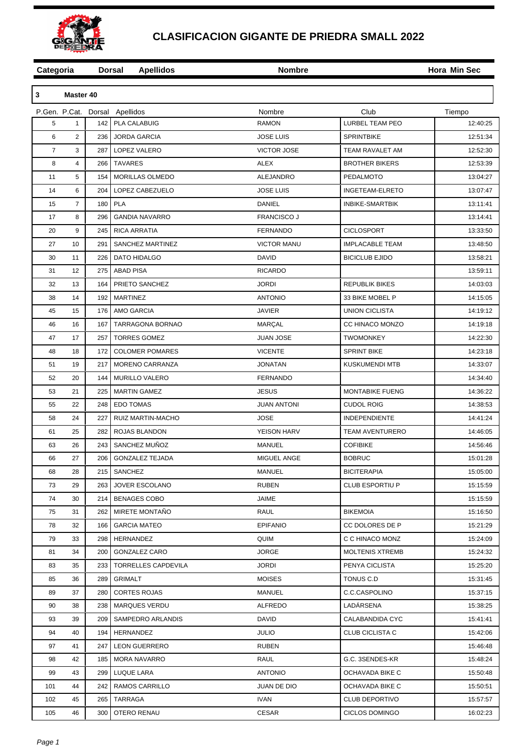# CLASIFICACION GIGANTE DE PRIEDRA SMALL 2022

| Categoria | Dorsal | Apellidos | Nombre | | Hora Min Sec |
|---|---|---|---|---|---|

**3 Master 40**

| P.Gen. | P.Cat. | Dorsal | Apellidos | Nombre | Club | Tiempo |
|---|---|---|---|---|---|---|
| 5 | 1 | 142 | PLA CALABUIG | RAMON | LURBEL TEAM PEO | 12:40:25 |
| 6 | 2 | 236 | JORDA GARCIA | JOSE LUIS | SPRINTBIKE | 12:51:34 |
| 7 | 3 | 287 | LOPEZ VALERO | VICTOR JOSE | TEAM RAVALET AM | 12:52:30 |
| 8 | 4 | 266 | TAVARES | ALEX | BROTHER BIKERS | 12:53:39 |
| 11 | 5 | 154 | MORILLAS OLMEDO | ALEJANDRO | PEDALMOTO | 13:04:27 |
| 14 | 6 | 204 | LOPEZ CABEZUELO | JOSE LUIS | INGETEAM-ELRETO | 13:07:47 |
| 15 | 7 | 180 | PLA | DANIEL | INBIKE-SMARTBIK | 13:11:41 |
| 17 | 8 | 296 | GANDIA NAVARRO | FRANCISCO J | | 13:14:41 |
| 20 | 9 | 245 | RICA ARRATIA | FERNANDO | CICLOSPORT | 13:33:50 |
| 27 | 10 | 291 | SANCHEZ MARTINEZ | VICTOR MANU | IMPLACABLE TEAM | 13:48:50 |
| 30 | 11 | 226 | DATO HIDALGO | DAVID | BICICLUB EJIDO | 13:58:21 |
| 31 | 12 | 275 | ABAD PISA | RICARDO | | 13:59:11 |
| 32 | 13 | 164 | PRIETO SANCHEZ | JORDI | REPUBLIK BIKES | 14:03:03 |
| 38 | 14 | 192 | MARTINEZ | ANTONIO | 33 BIKE MOBEL P | 14:15:05 |
| 45 | 15 | 176 | AMO GARCIA | JAVIER | UNION CICLISTA | 14:19:12 |
| 46 | 16 | 167 | TARRAGONA BORNAO | MARÇAL | CC HINACO MONZO | 14:19:18 |
| 47 | 17 | 257 | TORRES GOMEZ | JUAN JOSE | TWOMONKEY | 14:22:30 |
| 48 | 18 | 172 | COLOMER POMARES | VICENTE | SPRINT BIKE | 14:23:18 |
| 51 | 19 | 217 | MORENO CARRANZA | JONATAN | KUSKUMENDI MTB | 14:33:07 |
| 52 | 20 | 144 | MURILLO VALERO | FERNANDO | | 14:34:40 |
| 53 | 21 | 225 | MARTIN GAMEZ | JESUS | MONTABIKE FUENG | 14:36:22 |
| 55 | 22 | 248 | EDO TOMAS | JUAN ANTONI | CUDOL ROIG | 14:38:53 |
| 58 | 24 | 227 | RUIZ MARTIN-MACHO | JOSE | INDEPENDIENTE | 14:41:24 |
| 61 | 25 | 282 | ROJAS BLANDON | YEISON HARV | TEAM AVENTURERO | 14:46:05 |
| 63 | 26 | 243 | SANCHEZ MUÑOZ | MANUEL | COFIBIKE | 14:56:46 |
| 66 | 27 | 206 | GONZALEZ TEJADA | MIGUEL ANGE | BOBRUC | 15:01:28 |
| 68 | 28 | 215 | SANCHEZ | MANUEL | BICITERAPIA | 15:05:00 |
| 73 | 29 | 263 | JOVER ESCOLANO | RUBEN | CLUB ESPORTIU P | 15:15:59 |
| 74 | 30 | 214 | BENAGES COBO | JAIME | | 15:15:59 |
| 75 | 31 | 262 | MIRETE MONTAÑO | RAUL | BIKEMOIA | 15:16:50 |
| 78 | 32 | 166 | GARCIA MATEO | EPIFANIO | CC DOLORES DE P | 15:21:29 |
| 79 | 33 | 298 | HERNANDEZ | QUIM | C C HINACO MONZ | 15:24:09 |
| 81 | 34 | 200 | GONZALEZ CARO | JORGE | MOLTENIS XTREMB | 15:24:32 |
| 83 | 35 | 233 | TORRELLES CAPDEVILA | JORDI | PENYA CICLISTA | 15:25:20 |
| 85 | 36 | 289 | GRIMALT | MOISES | TONUS C.D | 15:31:45 |
| 89 | 37 | 280 | CORTES ROJAS | MANUEL | C.C.CASPOLINO | 15:37:15 |
| 90 | 38 | 238 | MARQUES VERDU | ALFREDO | LADÁRSENA | 15:38:25 |
| 93 | 39 | 209 | SAMPEDRO ARLANDIS | DAVID | CALABANDIDA CYC | 15:41:41 |
| 94 | 40 | 194 | HERNANDEZ | JULIO | CLUB CICLISTA C | 15:42:06 |
| 97 | 41 | 247 | LEON GUERRERO | RUBEN | | 15:46:48 |
| 98 | 42 | 185 | MORA NAVARRO | RAUL | G.C. 3SENDES-KR | 15:48:24 |
| 99 | 43 | 299 | LUQUE LARA | ANTONIO | OCHAVADA BIKE C | 15:50:48 |
| 101 | 44 | 242 | RAMOS CARRILLO | JUAN DE DIO | OCHAVADA BIKE C | 15:50:51 |
| 102 | 45 | 265 | TARRAGA | IVAN | CLUB DEPORTIVO | 15:57:57 |
| 105 | 46 | 300 | OTERO RENAU | CESAR | CICLOS DOMINGO | 16:02:23 |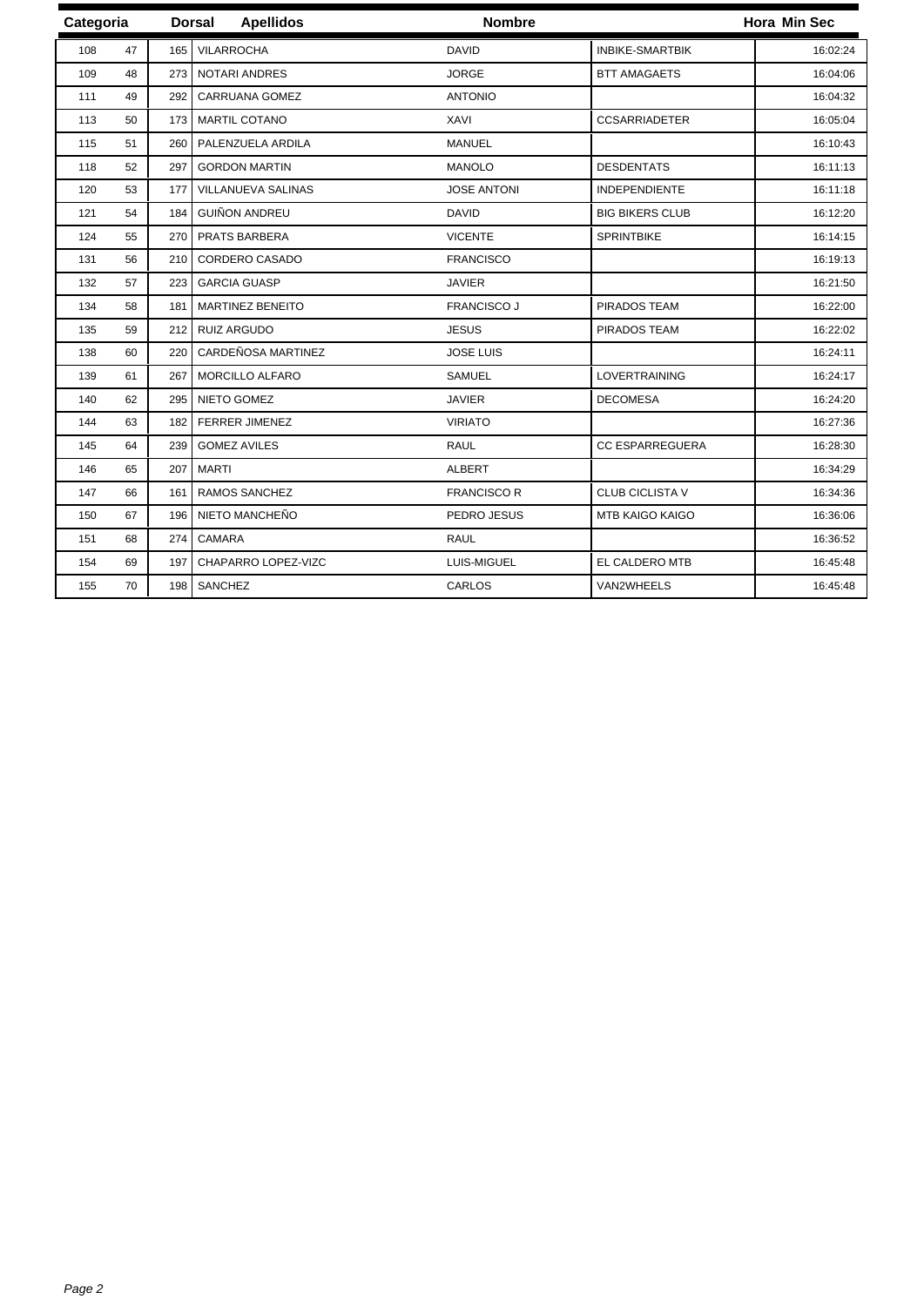| Categoria | | Dorsal | Apellidos | Nombre | | Hora Min Sec |
|---|---|---|---|---|---|---|
| 108 | 47 | 165 | VILARROCHA | DAVID | INBIKE-SMARTBIK | 16:02:24 |
| 109 | 48 | 273 | NOTARI ANDRES | JORGE | BTT AMAGAETS | 16:04:06 |
| 111 | 49 | 292 | CARRUANA GOMEZ | ANTONIO | | 16:04:32 |
| 113 | 50 | 173 | MARTIL COTANO | XAVI | CCSARRIADETER | 16:05:04 |
| 115 | 51 | 260 | PALENZUELA ARDILA | MANUEL | | 16:10:43 |
| 118 | 52 | 297 | GORDON MARTIN | MANOLO | DESDENTATS | 16:11:13 |
| 120 | 53 | 177 | VILLANUEVA SALINAS | JOSE ANTONI | INDEPENDIENTE | 16:11:18 |
| 121 | 54 | 184 | GUIÑON ANDREU | DAVID | BIG BIKERS CLUB | 16:12:20 |
| 124 | 55 | 270 | PRATS BARBERA | VICENTE | SPRINTBIKE | 16:14:15 |
| 131 | 56 | 210 | CORDERO CASADO | FRANCISCO | | 16:19:13 |
| 132 | 57 | 223 | GARCIA GUASP | JAVIER | | 16:21:50 |
| 134 | 58 | 181 | MARTINEZ BENEITO | FRANCISCO J | PIRADOS TEAM | 16:22:00 |
| 135 | 59 | 212 | RUIZ ARGUDO | JESUS | PIRADOS TEAM | 16:22:02 |
| 138 | 60 | 220 | CARDEÑOSA MARTINEZ | JOSE LUIS | | 16:24:11 |
| 139 | 61 | 267 | MORCILLO ALFARO | SAMUEL | LOVERTRAINING | 16:24:17 |
| 140 | 62 | 295 | NIETO GOMEZ | JAVIER | DECOMESA | 16:24:20 |
| 144 | 63 | 182 | FERRER JIMENEZ | VIRIATO | | 16:27:36 |
| 145 | 64 | 239 | GOMEZ AVILES | RAUL | CC ESPARREGUERA | 16:28:30 |
| 146 | 65 | 207 | MARTI | ALBERT | | 16:34:29 |
| 147 | 66 | 161 | RAMOS SANCHEZ | FRANCISCO R | CLUB CICLISTA V | 16:34:36 |
| 150 | 67 | 196 | NIETO MANCHEÑO | PEDRO JESUS | MTB KAIGO KAIGO | 16:36:06 |
| 151 | 68 | 274 | CAMARA | RAUL | | 16:36:52 |
| 154 | 69 | 197 | CHAPARRO LOPEZ-VIZC | LUIS-MIGUEL | EL CALDERO MTB | 16:45:48 |
| 155 | 70 | 198 | SANCHEZ | CARLOS | VAN2WHEELS | 16:45:48 |